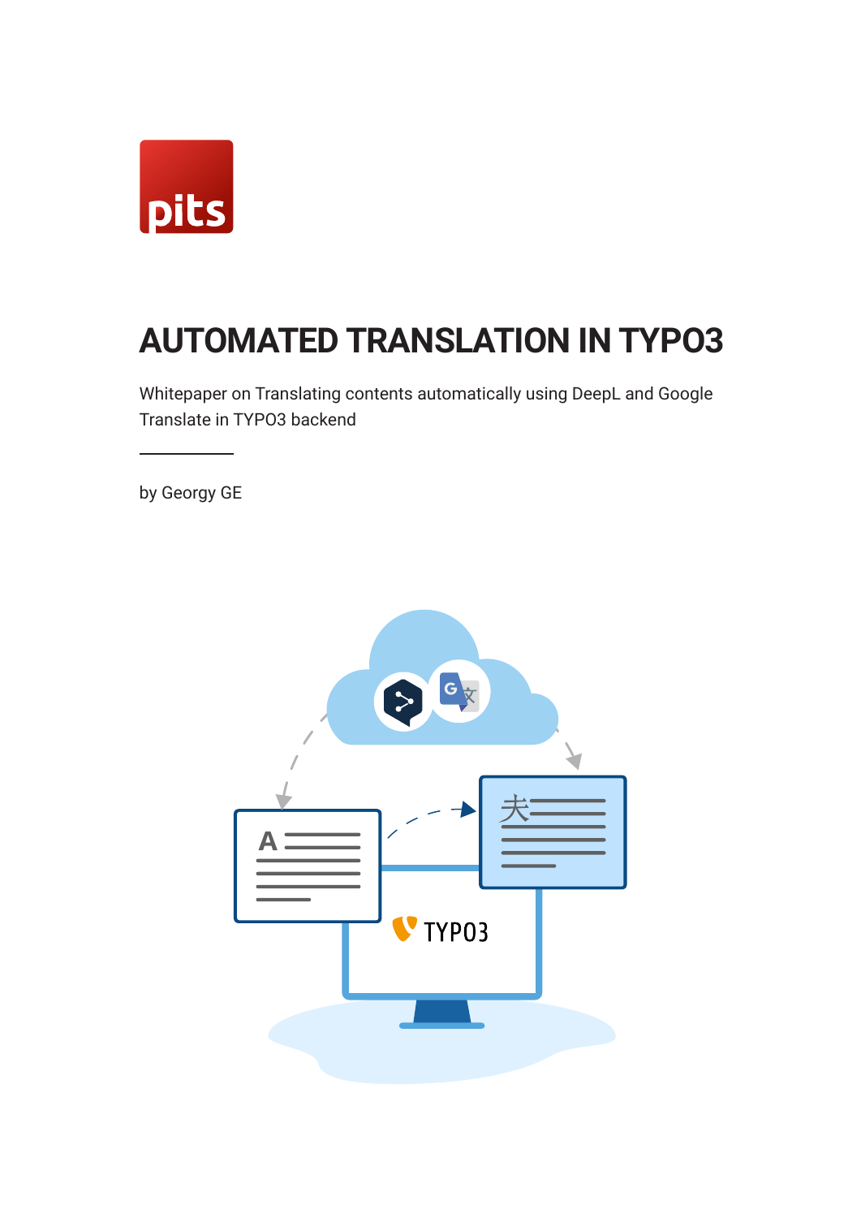pits

# AUTOMATED TRANSLATION IN TYPO3

Whitepaper on Translating contents automatically using DeepL and Google Translate in TYPO3 backend

---

by Georgy GE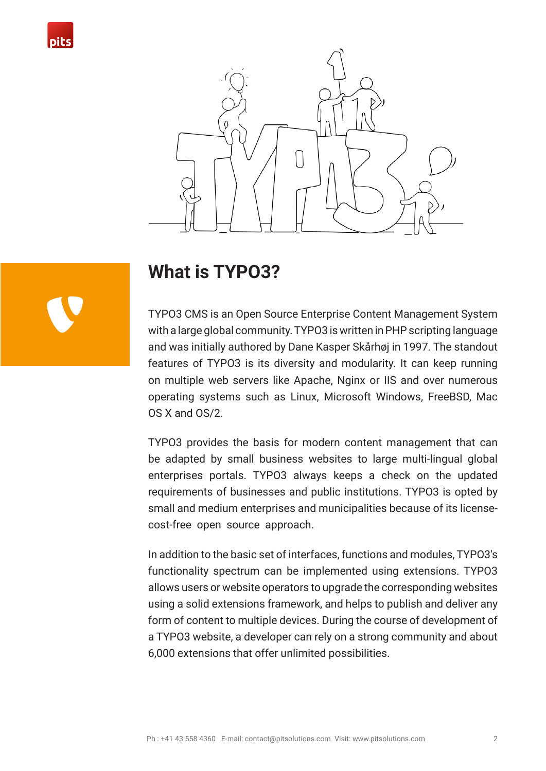# What is TYPO3?

TYPO3 CMS is an Open Source Enterprise Content Management System with a large global community. TYPO3 is written in PHP scripting language and was initially authored by Dane Kasper Skårhøj in 1997. The standout features of TYPO3 is its diversity and modularity. It can keep running on multiple web servers like Apache, Nginx or IIS and over numerous operating systems such as Linux, Microsoft Windows, FreeBSD, Mac OS X and OS/2.

TYPO3 provides the basis for modern content management that can be adapted by small business websites to large multi-lingual global enterprises portals. TYPO3 always keeps a check on the updated requirements of businesses and public institutions. TYPO3 is opted by small and medium enterprises and municipalities because of its license-cost-free open source approach.

In addition to the basic set of interfaces, functions and modules, TYPO3's functionality spectrum can be implemented using extensions. TYPO3 allows users or website operators to upgrade the corresponding websites using a solid extensions framework, and helps to publish and deliver any form of content to multiple devices. During the course of development of a TYPO3 website, a developer can rely on a strong community and about 6,000 extensions that offer unlimited possibilities.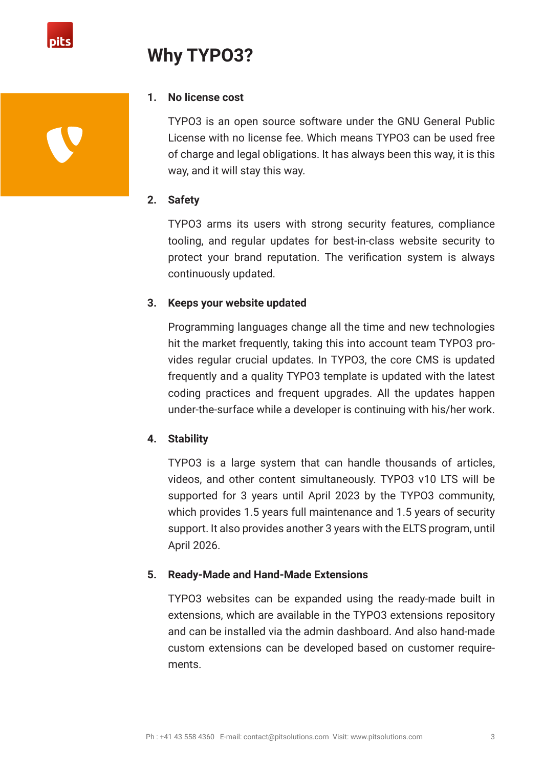# Why TYPO3?

1. **No license cost**

   TYPO3 is an open source software under the GNU General Public License with no license fee. Which means TYPO3 can be used free of charge and legal obligations. It has always been this way, it is this way, and it will stay this way.

2. **Safety**

   TYPO3 arms its users with strong security features, compliance tooling, and regular updates for best-in-class website security to protect your brand reputation. The verification system is always continuously updated.

3. **Keeps your website updated**

   Programming languages change all the time and new technologies hit the market frequently, taking this into account team TYPO3 provides regular crucial updates. In TYPO3, the core CMS is updated frequently and a quality TYPO3 template is updated with the latest coding practices and frequent upgrades. All the updates happen under-the-surface while a developer is continuing with his/her work.

4. **Stability**

   TYPO3 is a large system that can handle thousands of articles, videos, and other content simultaneously. TYPO3 v10 LTS will be supported for 3 years until April 2023 by the TYPO3 community, which provides 1.5 years full maintenance and 1.5 years of security support. It also provides another 3 years with the ELTS program, until April 2026.

5. **Ready-Made and Hand-Made Extensions**

   TYPO3 websites can be expanded using the ready-made built in extensions, which are available in the TYPO3 extensions repository and can be installed via the admin dashboard. And also hand-made custom extensions can be developed based on customer requirements.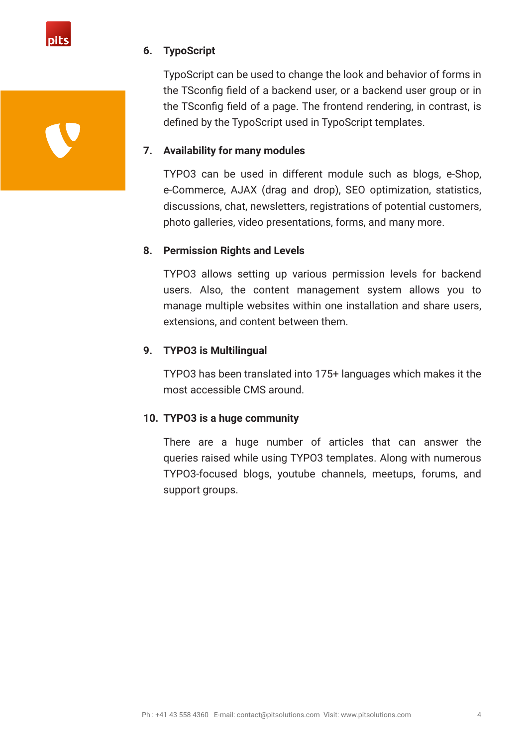### 6. TypoScript

TypoScript can be used to change the look and behavior of forms in the TSconfig field of a backend user, or a backend user group or in the TSconfig field of a page. The frontend rendering, in contrast, is defined by the TypoScript used in TypoScript templates.

### 7. Availability for many modules

TYPO3 can be used in different module such as blogs, e-Shop, e-Commerce, AJAX (drag and drop), SEO optimization, statistics, discussions, chat, newsletters, registrations of potential customers, photo galleries, video presentations, forms, and many more.

### 8. Permission Rights and Levels

TYPO3 allows setting up various permission levels for backend users. Also, the content management system allows you to manage multiple websites within one installation and share users, extensions, and content between them.

### 9. TYPO3 is Multilingual

TYPO3 has been translated into 175+ languages which makes it the most accessible CMS around.

### 10. TYPO3 is a huge community

There are a huge number of articles that can answer the queries raised while using TYPO3 templates. Along with numerous TYPO3-focused blogs, youtube channels, meetups, forums, and support groups.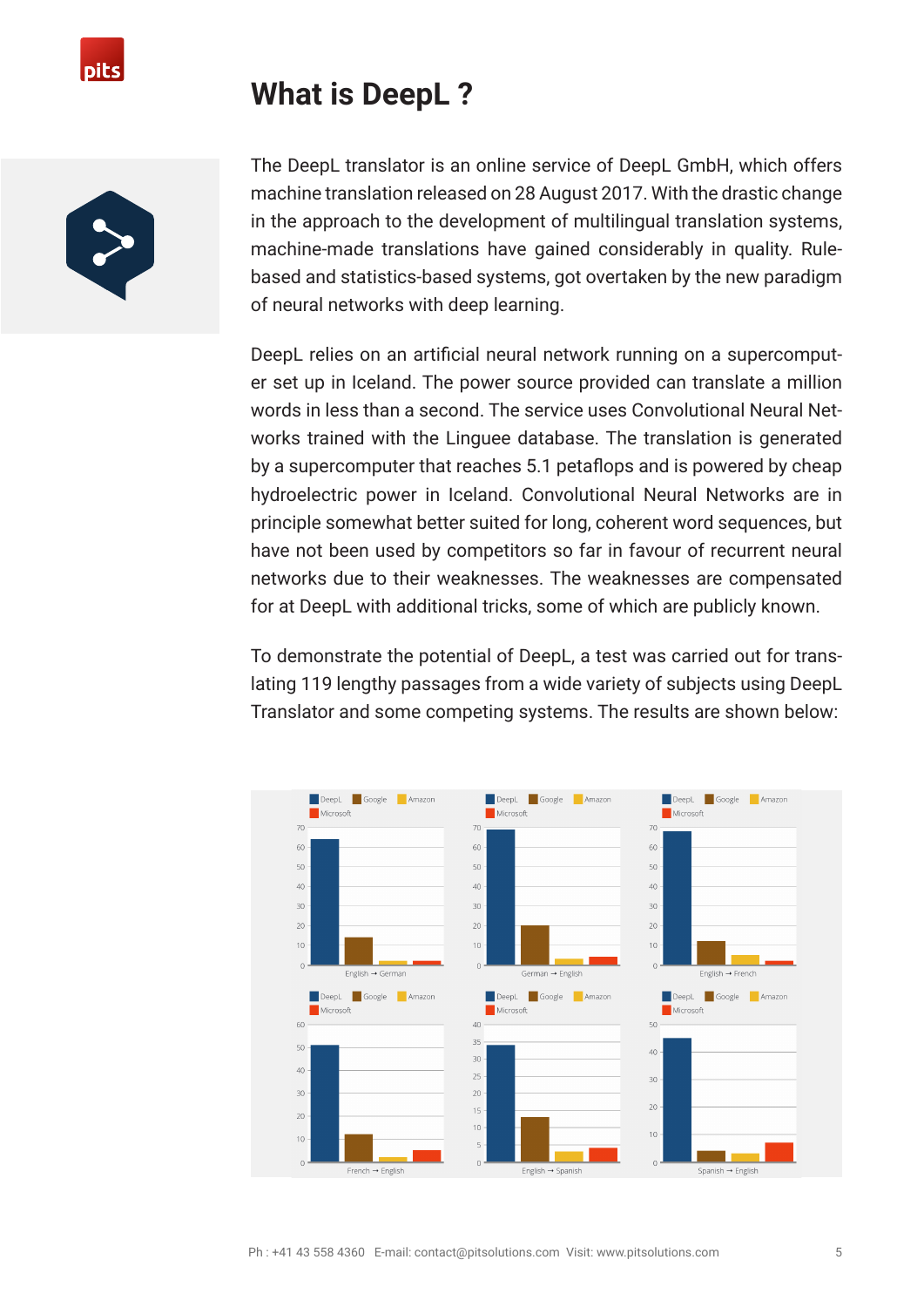# What is DeepL ?

The DeepL translator is an online service of DeepL GmbH, which offers machine translation released on 28 August 2017. With the drastic change in the approach to the development of multilingual translation systems, machine-made translations have gained considerably in quality. Rule-based and statistics-based systems, got overtaken by the new paradigm of neural networks with deep learning.

DeepL relies on an artificial neural network running on a supercomputer set up in Iceland. The power source provided can translate a million words in less than a second. The service uses Convolutional Neural Networks trained with the Linguee database. The translation is generated by a supercomputer that reaches 5.1 petaflops and is powered by cheap hydroelectric power in Iceland. Convolutional Neural Networks are in principle somewhat better suited for long, coherent word sequences, but have not been used by competitors so far in favour of recurrent neural networks due to their weaknesses. The weaknesses are compensated for at DeepL with additional tricks, some of which are publicly known.

To demonstrate the potential of DeepL, a test was carried out for translating 119 lengthy passages from a wide variety of subjects using DeepL Translator and some competing systems. The results are shown below: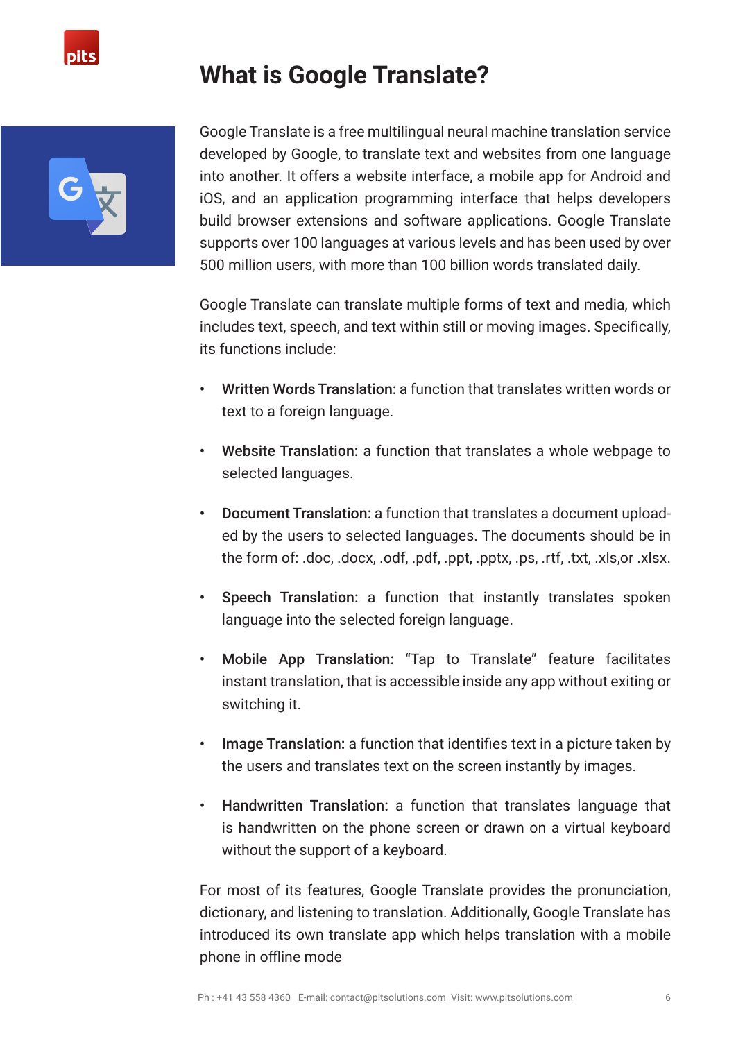# What is Google Translate?

Google Translate is a free multilingual neural machine translation service developed by Google, to translate text and websites from one language into another. It offers a website interface, a mobile app for Android and iOS, and an application programming interface that helps developers build browser extensions and software applications. Google Translate supports over 100 languages at various levels and has been used by over 500 million users, with more than 100 billion words translated daily.

Google Translate can translate multiple forms of text and media, which includes text, speech, and text within still or moving images. Specifically, its functions include:

- **Written Words Translation:** a function that translates written words or text to a foreign language.
- **Website Translation:** a function that translates a whole webpage to selected languages.
- **Document Translation:** a function that translates a document uploaded by the users to selected languages. The documents should be in the form of: .doc, .docx, .odf, .pdf, .ppt, .pptx, .ps, .rtf, .txt, .xls,or .xlsx.
- **Speech Translation:** a function that instantly translates spoken language into the selected foreign language.
- **Mobile App Translation:** "Tap to Translate" feature facilitates instant translation, that is accessible inside any app without exiting or switching it.
- **Image Translation:** a function that identifies text in a picture taken by the users and translates text on the screen instantly by images.
- **Handwritten Translation:** a function that translates language that is handwritten on the phone screen or drawn on a virtual keyboard without the support of a keyboard.

For most of its features, Google Translate provides the pronunciation, dictionary, and listening to translation. Additionally, Google Translate has introduced its own translate app which helps translation with a mobile phone in offline mode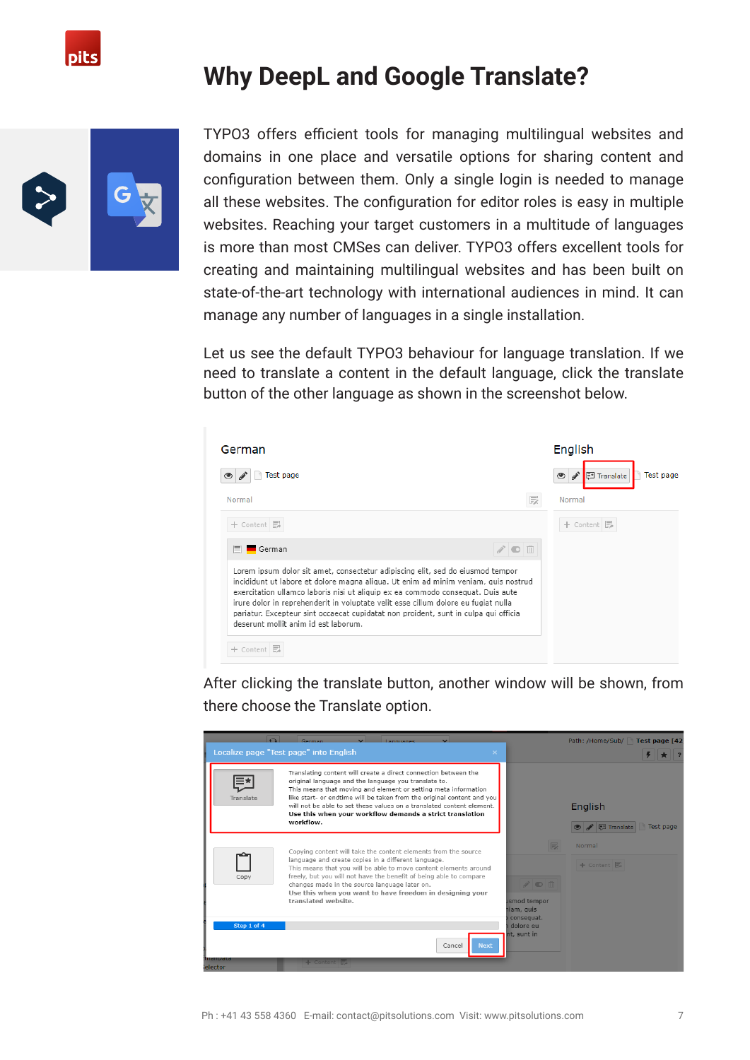# Why DeepL and Google Translate?

TYPO3 offers efficient tools for managing multilingual websites and domains in one place and versatile options for sharing content and configuration between them. Only a single login is needed to manage all these websites. The configuration for editor roles is easy in multiple websites. Reaching your target customers in a multitude of languages is more than most CMSes can deliver. TYPO3 offers excellent tools for creating and maintaining multilingual websites and has been built on state-of-the-art technology with international audiences in mind. It can manage any number of languages in a single installation.

Let us see the default TYPO3 behaviour for language translation. If we need to translate a content in the default language, click the translate button of the other language as shown in the screenshot below.

After clicking the translate button, another window will be shown, from there choose the Translate option.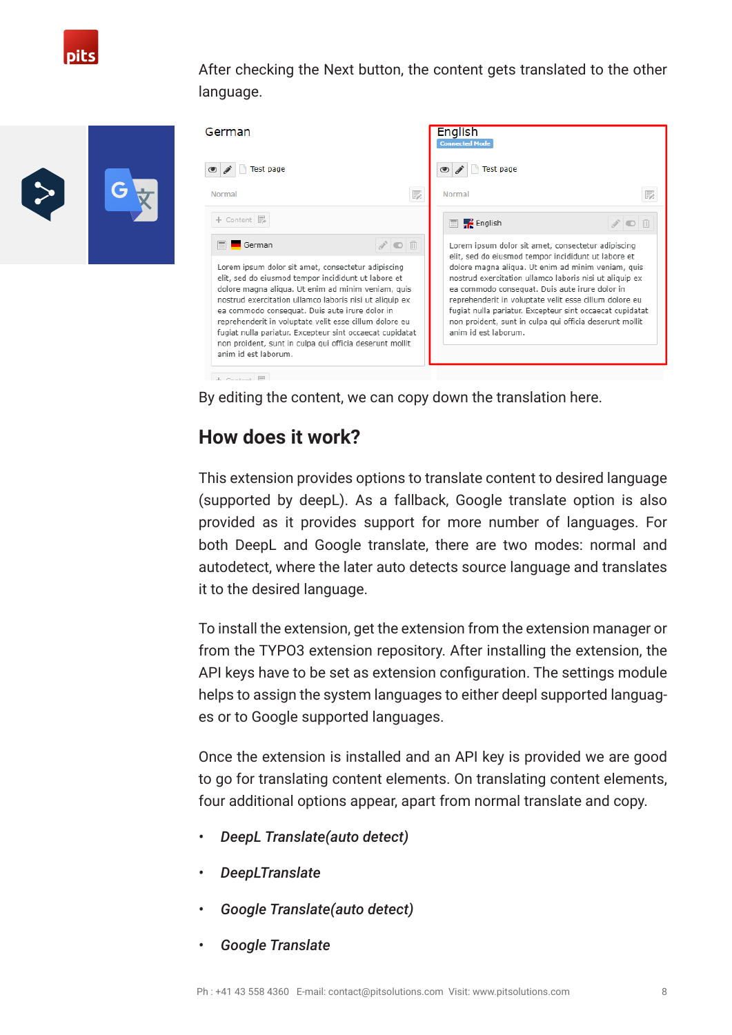After checking the Next button, the content gets translated to the other language.

By editing the content, we can copy down the translation here.

## How does it work?

This extension provides options to translate content to desired language (supported by deepL). As a fallback, Google translate option is also provided as it provides support for more number of languages. For both DeepL and Google translate, there are two modes: normal and autodetect, where the later auto detects source language and translates it to the desired language.

To install the extension, get the extension from the extension manager or from the TYPO3 extension repository. After installing the extension, the API keys have to be set as extension configuration. The settings module helps to assign the system languages to either deepl supported languages or to Google supported languages.

Once the extension is installed and an API key is provided we are good to go for translating content elements. On translating content elements, four additional options appear, apart from normal translate and copy.

- *DeepL Translate(auto detect)*
- *DeepLTranslate*
- *Google Translate(auto detect)*
- *Google Translate*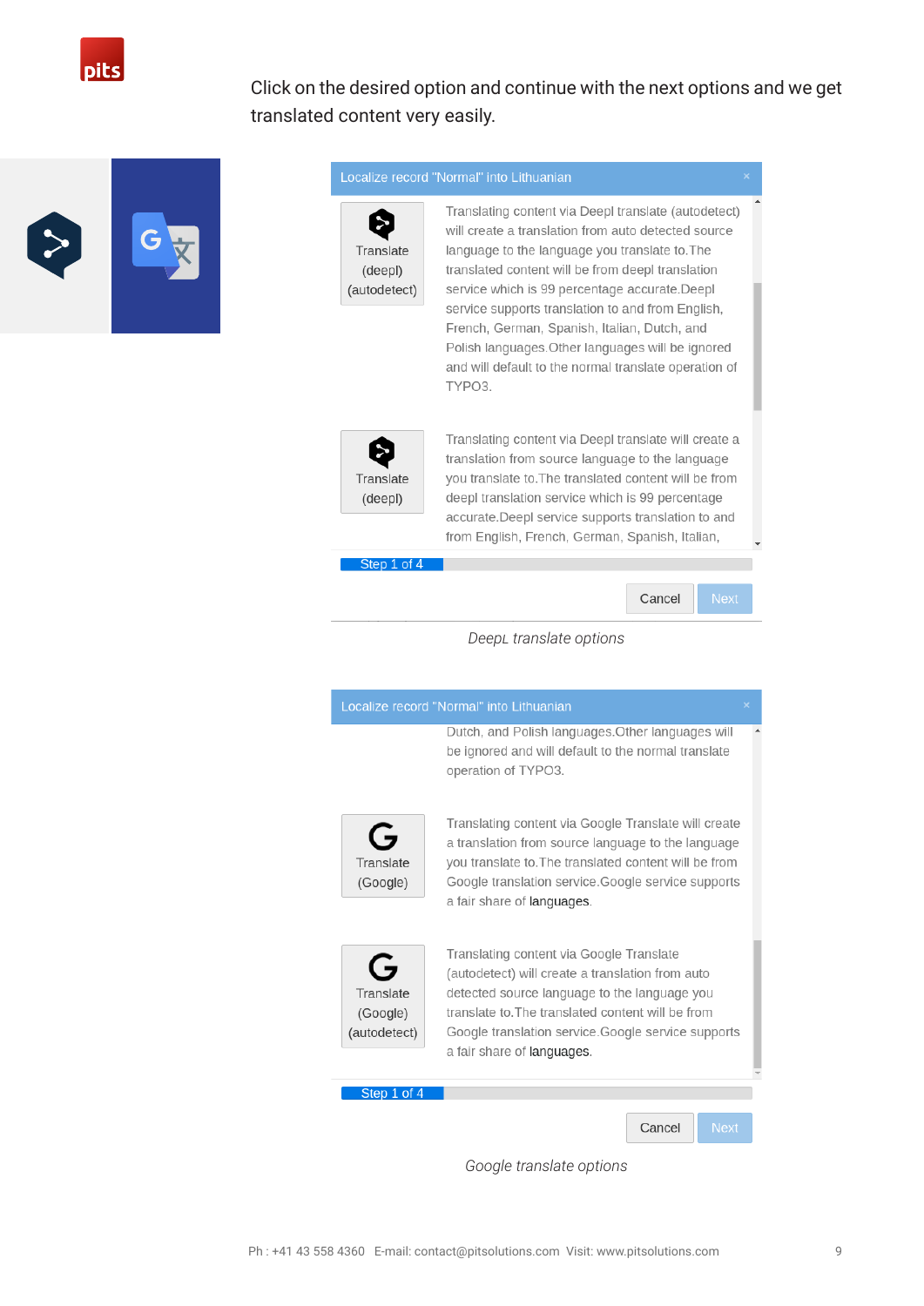Click on the desired option and continue with the next options and we get translated content very easily.

Localize record "Normal" into Lithuanian

Translate (deepl) (autodetect)

Translating content via Deepl translate (autodetect) will create a translation from auto detected source language to the language you translate to.The translated content will be from deepl translation service which is 99 percentage accurate.Deepl service supports translation to and from English, French, German, Spanish, Italian, Dutch, and Polish languages.Other languages will be ignored and will default to the normal translate operation of TYPO3.

Translate (deepl)

Translating content via Deepl translate will create a translation from source language to the language you translate to.The translated content will be from deepl translation service which is 99 percentage accurate.Deepl service supports translation to and from English, French, German, Spanish, Italian,

Step 1 of 4

Cancel Next

*DeepL translate options*

Localize record "Normal" into Lithuanian

Dutch, and Polish languages.Other languages will be ignored and will default to the normal translate operation of TYPO3.

Translate (Google)

Translating content via Google Translate will create a translation from source language to the language you translate to.The translated content will be from Google translation service.Google service supports a fair share of languages.

Translate (Google) (autodetect)

Translating content via Google Translate (autodetect) will create a translation from auto detected source language to the language you translate to.The translated content will be from Google translation service.Google service supports a fair share of languages.

Step 1 of 4

Cancel Next

*Google translate options*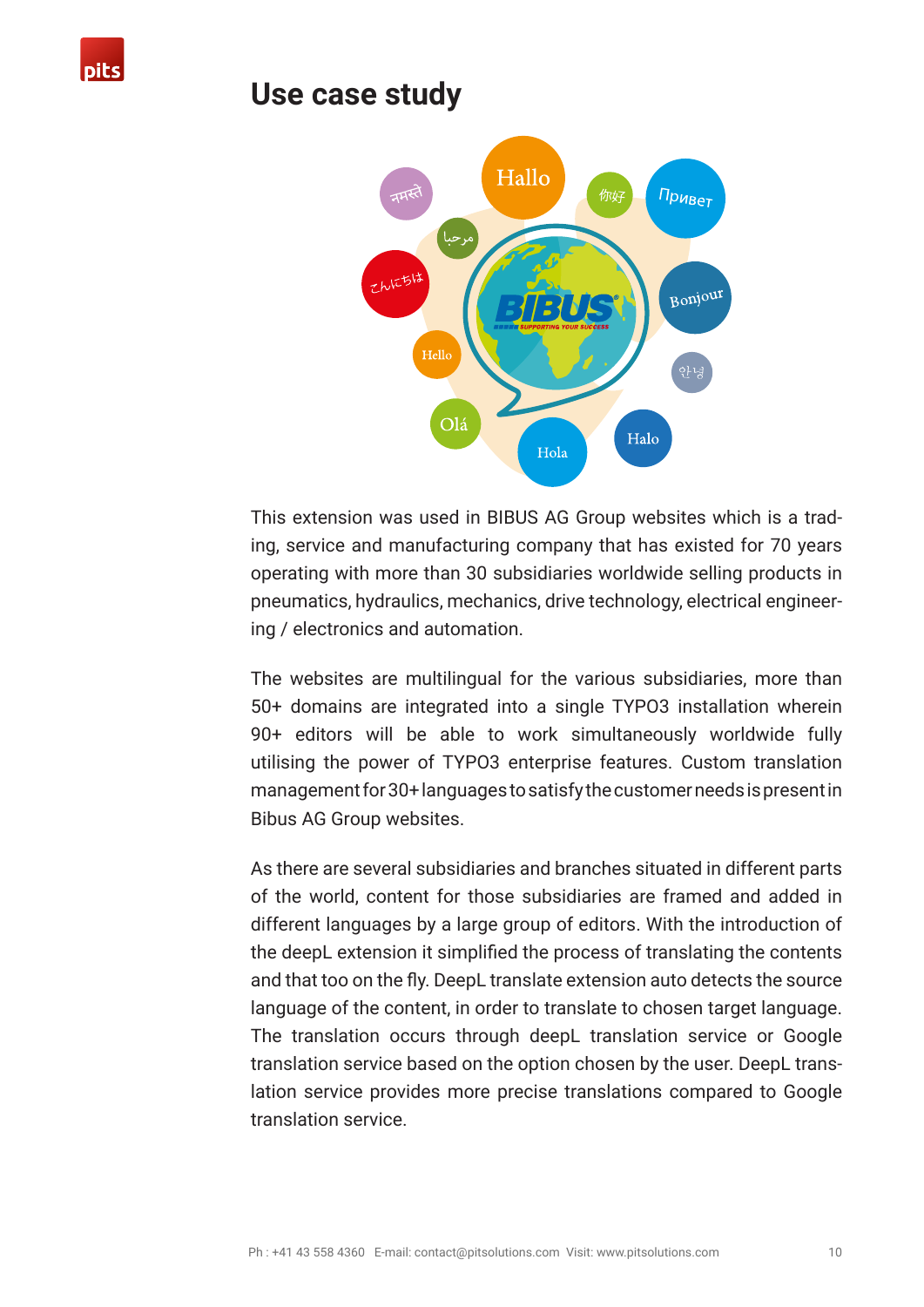# Use case study

This extension was used in BIBUS AG Group websites which is a trading, service and manufacturing company that has existed for 70 years operating with more than 30 subsidiaries worldwide selling products in pneumatics, hydraulics, mechanics, drive technology, electrical engineering / electronics and automation.

The websites are multilingual for the various subsidiaries, more than 50+ domains are integrated into a single TYPO3 installation wherein 90+ editors will be able to work simultaneously worldwide fully utilising the power of TYPO3 enterprise features. Custom translation management for 30+ languages to satisfy the customer needs is present in Bibus AG Group websites.

As there are several subsidiaries and branches situated in different parts of the world, content for those subsidiaries are framed and added in different languages by a large group of editors. With the introduction of the deepL extension it simplified the process of translating the contents and that too on the fly. DeepL translate extension auto detects the source language of the content, in order to translate to chosen target language. The translation occurs through deepL translation service or Google translation service based on the option chosen by the user. DeepL translation service provides more precise translations compared to Google translation service.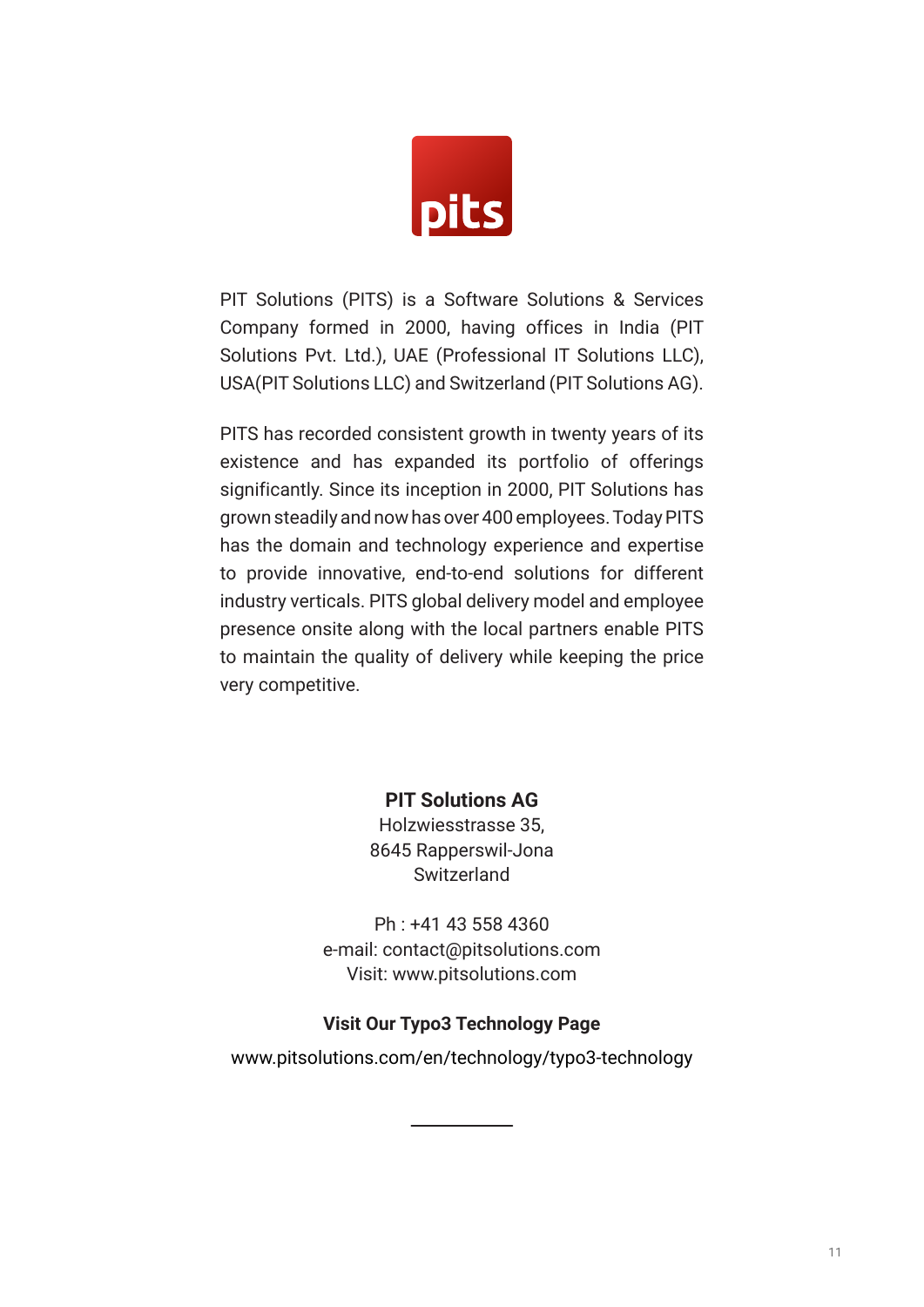pits

PIT Solutions (PITS) is a Software Solutions & Services Company formed in 2000, having offices in India (PIT Solutions Pvt. Ltd.), UAE (Professional IT Solutions LLC), USA(PIT Solutions LLC) and Switzerland (PIT Solutions AG).

PITS has recorded consistent growth in twenty years of its existence and has expanded its portfolio of offerings significantly. Since its inception in 2000, PIT Solutions has grown steadily and now has over 400 employees. Today PITS has the domain and technology experience and expertise to provide innovative, end-to-end solutions for different industry verticals. PITS global delivery model and employee presence onsite along with the local partners enable PITS to maintain the quality of delivery while keeping the price very competitive.

**PIT Solutions AG**
Holzwiesstrasse 35,
8645 Rapperswil-Jona
Switzerland

Ph : +41 43 558 4360
e-mail: contact@pitsolutions.com
Visit: www.pitsolutions.com

**Visit Our Typo3 Technology Page**

www.pitsolutions.com/en/technology/typo3-technology